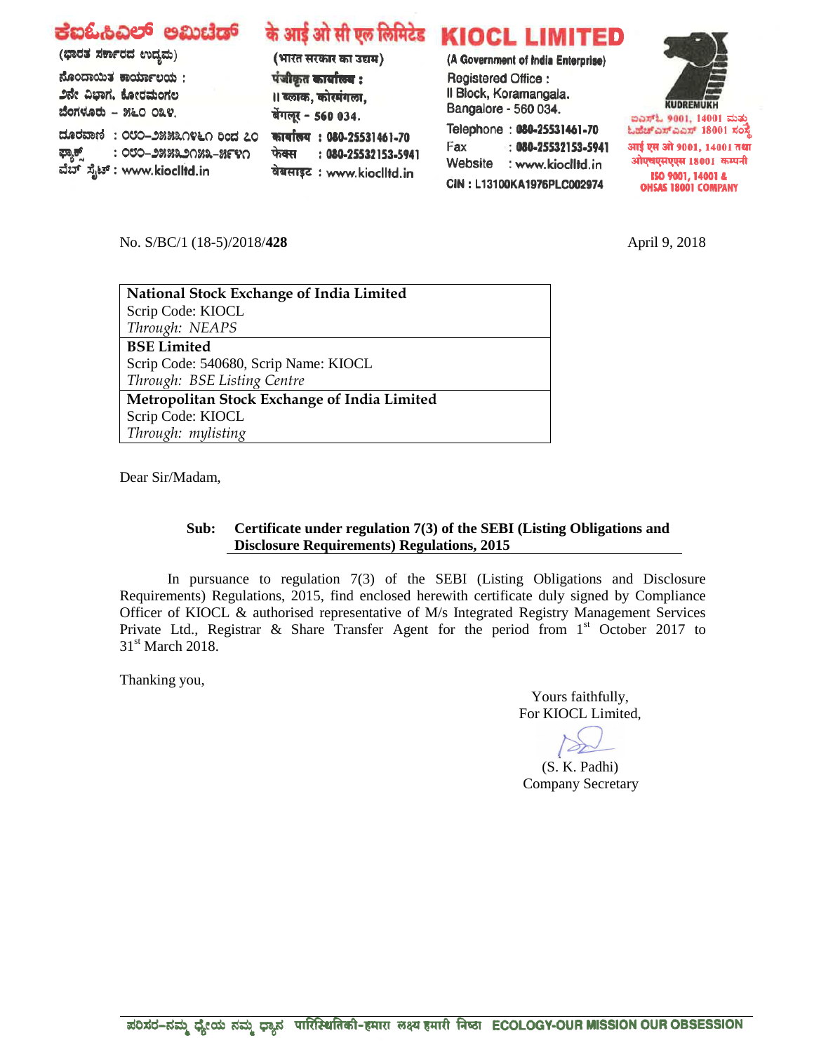ಕೆಐಓಸಿಎಲ್ ಲಿಮಿಟೆಡ್
(ಭಾರತ ಸರ್ಕಾರದ ಉದ್ಯಮ)
ನೊಂದಾಯಿತ ಕಾರ್ಯಾಲಯ :
2ನೇ ವಿಭಾಗ, ಕೋರಮಂಗಲ
ಬೆಂಗಳೂರು – 560 034.
ದೂರವಾಣಿ : 080-25531461 ರಿಂದ 70
ಫ್ಯಾಕ್ಸ್ : 080-25532153-5941
ವೆಬ್ ಸೈಟ್ : www.kioclltd.in

के आई ओ सी एल लिमिटेड
(भारत सरकार का उद्यम)
पंजीकृत कार्यालय :
II ब्लाक, कोरमंगला,
बेंगलूर - 560 034.
कार्यालय : 080-25531461-70
फेक्स : 080-25532153-5941
वेबसाइट : www.kioclltd.in

# KIOCL LIMITED

(A Government of India Enterprise)
Registered Office :
II Block, Koramangala.
Bangalore - 560 034.
Telephone : 080-25531461-70
Fax : 080-25532153-5941
Website : www.kioclltd.in
CIN : L13100KA1976PLC002974

KUDREMUKH
ಐಎಸ್ಓ 9001, 14001 ಮತ್ತು ಓಹೆಚ್ಎಸ್ಎಎಸ್ 18001 ಸಂಸ್ಥೆ
आई एस ओ 9001, 14001 तथा ओएचएसएएस 18001 कम्पनी
ISO 9001, 14001 & OHSAS 18001 COMPANY

No. S/BC/1 (18-5)/2018/**428**

April 9, 2018

| **National Stock Exchange of India Limited**<br>Scrip Code: KIOCL<br>*Through: NEAPS* |
|---|
| **BSE Limited**<br>Scrip Code: 540680, Scrip Name: KIOCL<br>*Through: BSE Listing Centre* |
| **Metropolitan Stock Exchange of India Limited**<br>Scrip Code: KIOCL<br>*Through: mylisting* |

Dear Sir/Madam,

**Sub: Certificate under regulation 7(3) of the SEBI (Listing Obligations and Disclosure Requirements) Regulations, 2015**

In pursuance to regulation 7(3) of the SEBI (Listing Obligations and Disclosure Requirements) Regulations, 2015, find enclosed herewith certificate duly signed by Compliance Officer of KIOCL & authorised representative of M/s Integrated Registry Management Services Private Ltd., Registrar & Share Transfer Agent for the period from 1st October 2017 to 31st March 2018.

Thanking you,

Yours faithfully,
For KIOCL Limited,

(S. K. Padhi)
Company Secretary

ಪರಿಸರ–ನಮ್ಮ ಧ್ಯೇಯ ನಮ್ಮ ಧ್ಯಾನ पारिस्थितिकी-हमारा लक्ष्य हमारी निष्ठा ECOLOGY-OUR MISSION OUR OBSESSION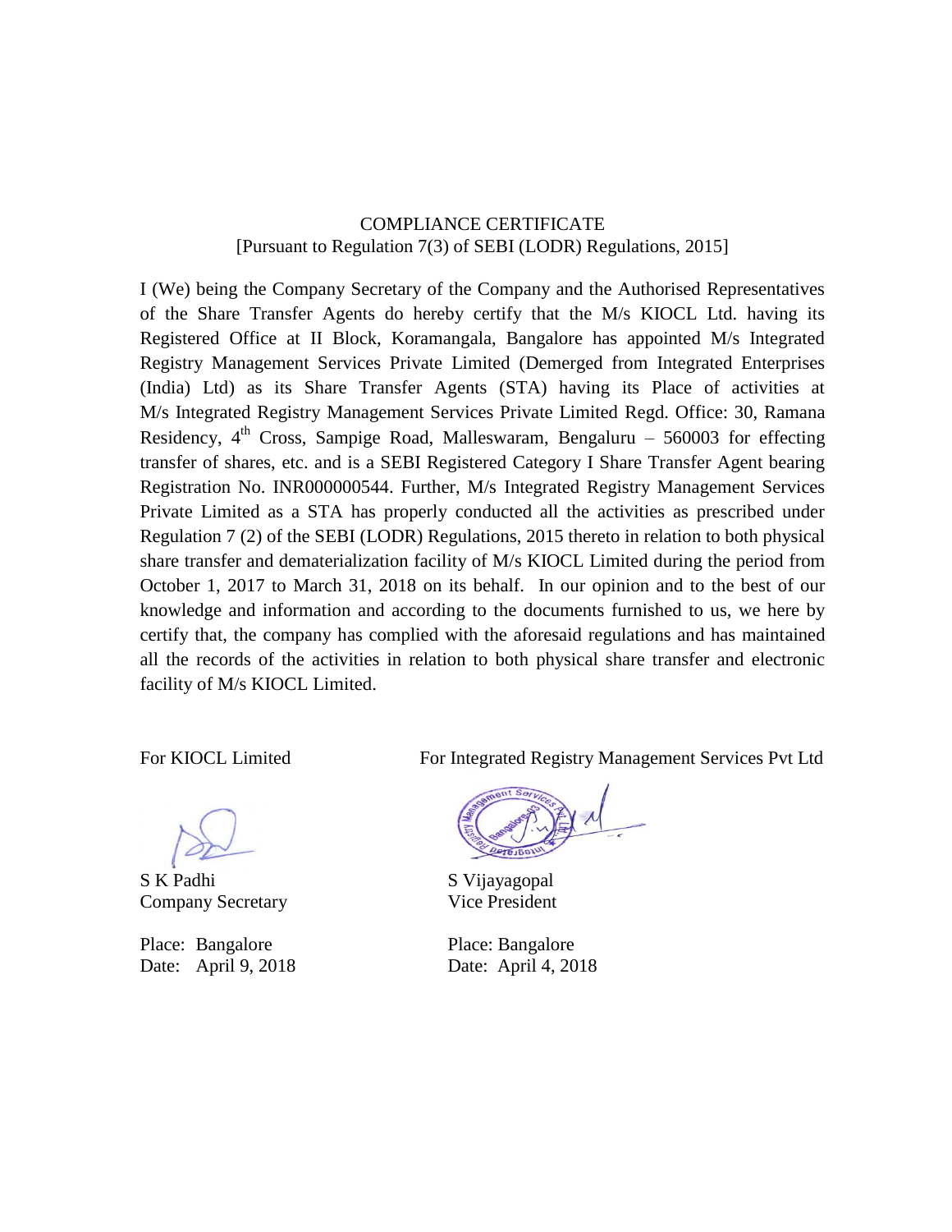COMPLIANCE CERTIFICATE
[Pursuant to Regulation 7(3) of SEBI (LODR) Regulations, 2015]

I (We) being the Company Secretary of the Company and the Authorised Representatives of the Share Transfer Agents do hereby certify that the M/s KIOCL Ltd. having its Registered Office at II Block, Koramangala, Bangalore has appointed M/s Integrated Registry Management Services Private Limited (Demerged from Integrated Enterprises (India) Ltd) as its Share Transfer Agents (STA) having its Place of activities at M/s Integrated Registry Management Services Private Limited Regd. Office: 30, Ramana Residency, 4th Cross, Sampige Road, Malleswaram, Bengaluru – 560003 for effecting transfer of shares, etc. and is a SEBI Registered Category I Share Transfer Agent bearing Registration No. INR000000544. Further, M/s Integrated Registry Management Services Private Limited as a STA has properly conducted all the activities as prescribed under Regulation 7 (2) of the SEBI (LODR) Regulations, 2015 thereto in relation to both physical share transfer and dematerialization facility of M/s KIOCL Limited during the period from October 1, 2017 to March 31, 2018 on its behalf. In our opinion and to the best of our knowledge and information and according to the documents furnished to us, we here by certify that, the company has complied with the aforesaid regulations and has maintained all the records of the activities in relation to both physical share transfer and electronic facility of M/s KIOCL Limited.

For KIOCL Limited

S K Padhi
Company Secretary

Place: Bangalore
Date: April 9, 2018

For Integrated Registry Management Services Pvt Ltd

S Vijayagopal
Vice President

Place: Bangalore
Date: April 4, 2018